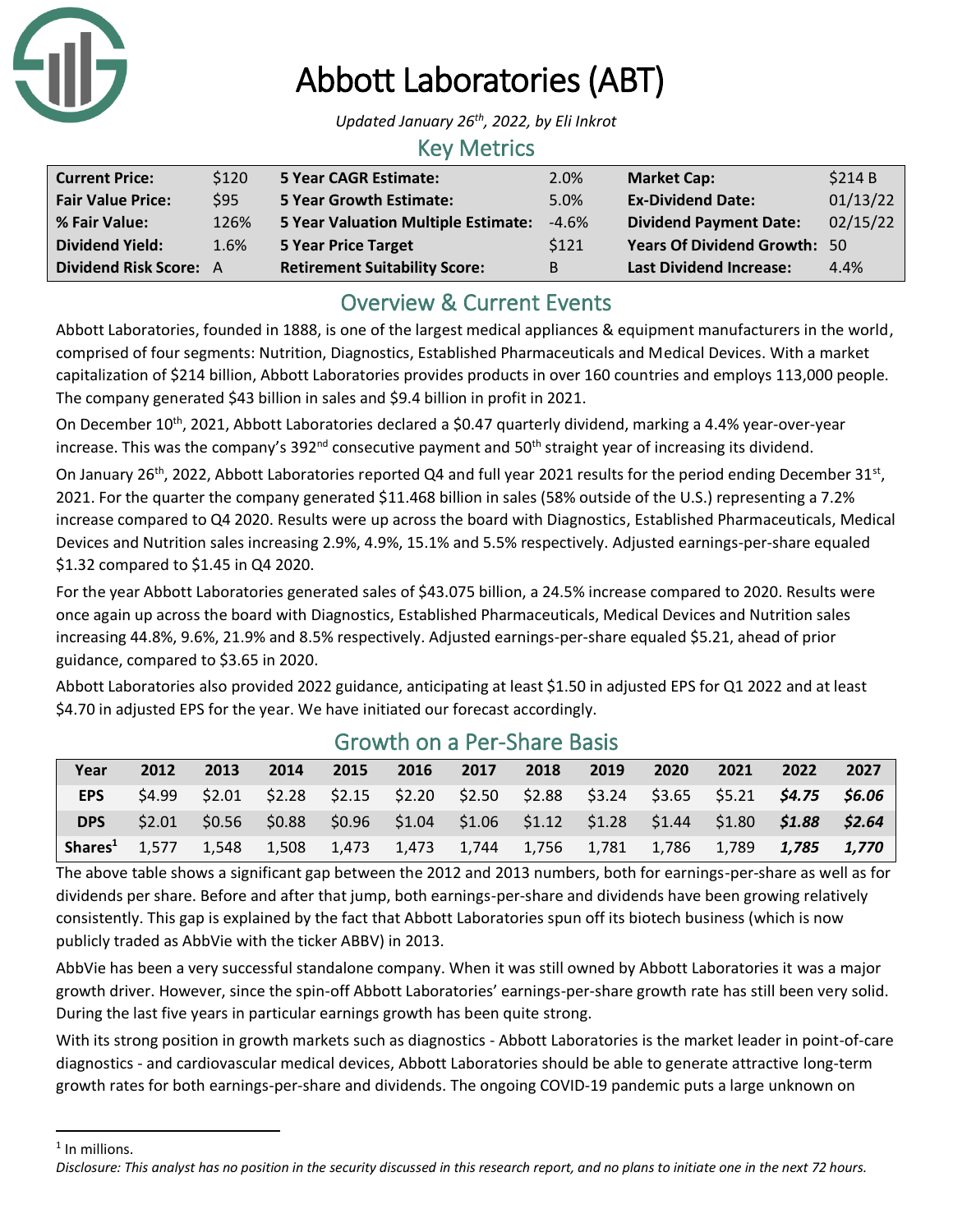# Abbott Laboratories (ABT)

*Updated January 26th, 2022, by Eli Inkrot*

## Key Metrics

| | | | | | |
|---|---|---|---|---|---|
| **Current Price:** | $120 | **5 Year CAGR Estimate:** | 2.0% | **Market Cap:** | $214 B |
| **Fair Value Price:** | $95 | **5 Year Growth Estimate:** | 5.0% | **Ex-Dividend Date:** | 01/13/22 |
| **% Fair Value:** | 126% | **5 Year Valuation Multiple Estimate:** | -4.6% | **Dividend Payment Date:** | 02/15/22 |
| **Dividend Yield:** | 1.6% | **5 Year Price Target** | $121 | **Years Of Dividend Growth:** | 50 |
| **Dividend Risk Score:** | A | **Retirement Suitability Score:** | B | **Last Dividend Increase:** | 4.4% |

## Overview & Current Events

Abbott Laboratories, founded in 1888, is one of the largest medical appliances & equipment manufacturers in the world, comprised of four segments: Nutrition, Diagnostics, Established Pharmaceuticals and Medical Devices. With a market capitalization of $214 billion, Abbott Laboratories provides products in over 160 countries and employs 113,000 people. The company generated $43 billion in sales and $9.4 billion in profit in 2021.

On December 10th, 2021, Abbott Laboratories declared a $0.47 quarterly dividend, marking a 4.4% year-over-year increase. This was the company's 392nd consecutive payment and 50th straight year of increasing its dividend.

On January 26th, 2022, Abbott Laboratories reported Q4 and full year 2021 results for the period ending December 31st, 2021. For the quarter the company generated $11.468 billion in sales (58% outside of the U.S.) representing a 7.2% increase compared to Q4 2020. Results were up across the board with Diagnostics, Established Pharmaceuticals, Medical Devices and Nutrition sales increasing 2.9%, 4.9%, 15.1% and 5.5% respectively. Adjusted earnings-per-share equaled $1.32 compared to $1.45 in Q4 2020.

For the year Abbott Laboratories generated sales of $43.075 billion, a 24.5% increase compared to 2020. Results were once again up across the board with Diagnostics, Established Pharmaceuticals, Medical Devices and Nutrition sales increasing 44.8%, 9.6%, 21.9% and 8.5% respectively. Adjusted earnings-per-share equaled $5.21, ahead of prior guidance, compared to $3.65 in 2020.

Abbott Laboratories also provided 2022 guidance, anticipating at least $1.50 in adjusted EPS for Q1 2022 and at least $4.70 in adjusted EPS for the year. We have initiated our forecast accordingly.

## Growth on a Per-Share Basis

| Year | 2012 | 2013 | 2014 | 2015 | 2016 | 2017 | 2018 | 2019 | 2020 | 2021 | 2022 | 2027 |
|---|---|---|---|---|---|---|---|---|---|---|---|---|
| **EPS** | $4.99 | $2.01 | $2.28 | $2.15 | $2.20 | $2.50 | $2.88 | $3.24 | $3.65 | $5.21 | ***$4.75*** | ***$6.06*** |
| **DPS** | $2.01 | $0.56 | $0.88 | $0.96 | $1.04 | $1.06 | $1.12 | $1.28 | $1.44 | $1.80 | ***$1.88*** | ***$2.64*** |
| **Shares[1]** | 1,577 | 1,548 | 1,508 | 1,473 | 1,473 | 1,744 | 1,756 | 1,781 | 1,786 | 1,789 | ***1,785*** | ***1,770*** |

The above table shows a significant gap between the 2012 and 2013 numbers, both for earnings-per-share as well as for dividends per share. Before and after that jump, both earnings-per-share and dividends have been growing relatively consistently. This gap is explained by the fact that Abbott Laboratories spun off its biotech business (which is now publicly traded as AbbVie with the ticker ABBV) in 2013.

AbbVie has been a very successful standalone company. When it was still owned by Abbott Laboratories it was a major growth driver. However, since the spin-off Abbott Laboratories' earnings-per-share growth rate has still been very solid. During the last five years in particular earnings growth has been quite strong.

With its strong position in growth markets such as diagnostics - Abbott Laboratories is the market leader in point-of-care diagnostics - and cardiovascular medical devices, Abbott Laboratories should be able to generate attractive long-term growth rates for both earnings-per-share and dividends. The ongoing COVID-19 pandemic puts a large unknown on

[1] In millions.

*Disclosure: This analyst has no position in the security discussed in this research report, and no plans to initiate one in the next 72 hours.*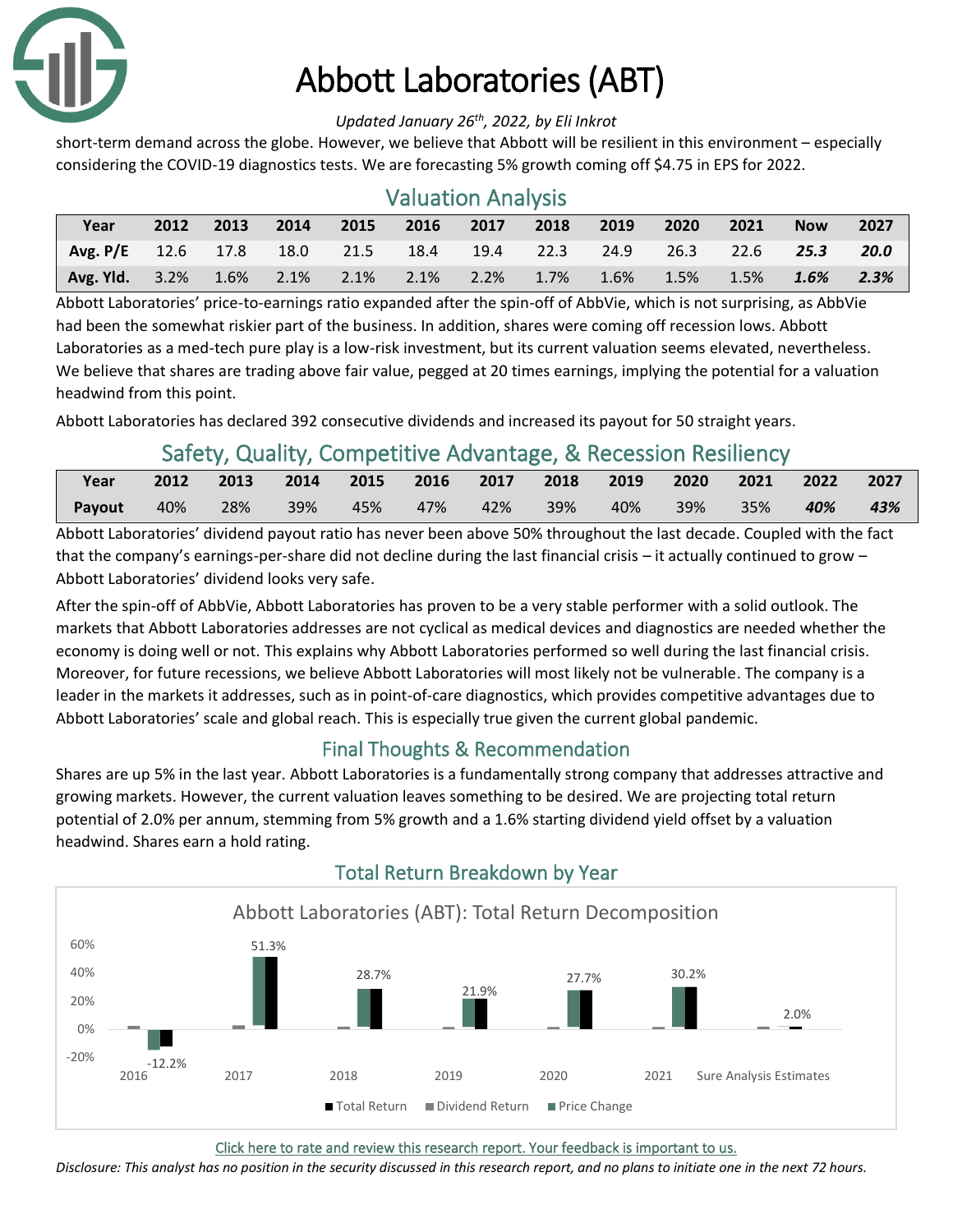short-term demand across the globe. However, we believe that Abbott will be resilient in this environment – especially considering the COVID-19 diagnostics tests. We are forecasting 5% growth coming off $4.75 in EPS for 2022.

## Valuation Analysis

| Year | 2012 | 2013 | 2014 | 2015 | 2016 | 2017 | 2018 | 2019 | 2020 | 2021 | Now | 2027 |
|---|---|---|---|---|---|---|---|---|---|---|---|---|
| **Avg. P/E** | 12.6 | 17.8 | 18.0 | 21.5 | 18.4 | 19.4 | 22.3 | 24.9 | 26.3 | 22.6 | ***25.3*** | ***20.0*** |
| **Avg. Yld.** | 3.2% | 1.6% | 2.1% | 2.1% | 2.1% | 2.2% | 1.7% | 1.6% | 1.5% | 1.5% | ***1.6%*** | ***2.3%*** |

Abbott Laboratories' price-to-earnings ratio expanded after the spin-off of AbbVie, which is not surprising, as AbbVie had been the somewhat riskier part of the business. In addition, shares were coming off recession lows. Abbott Laboratories as a med-tech pure play is a low-risk investment, but its current valuation seems elevated, nevertheless. We believe that shares are trading above fair value, pegged at 20 times earnings, implying the potential for a valuation headwind from this point.

Abbott Laboratories has declared 392 consecutive dividends and increased its payout for 50 straight years.

## Safety, Quality, Competitive Advantage, & Recession Resiliency

| Year | 2012 | 2013 | 2014 | 2015 | 2016 | 2017 | 2018 | 2019 | 2020 | 2021 | 2022 | 2027 |
|---|---|---|---|---|---|---|---|---|---|---|---|---|
| **Payout** | 40% | 28% | 39% | 45% | 47% | 42% | 39% | 40% | 39% | 35% | ***40%*** | ***43%*** |

Abbott Laboratories' dividend payout ratio has never been above 50% throughout the last decade. Coupled with the fact that the company's earnings-per-share did not decline during the last financial crisis – it actually continued to grow – Abbott Laboratories' dividend looks very safe.

After the spin-off of AbbVie, Abbott Laboratories has proven to be a very stable performer with a solid outlook. The markets that Abbott Laboratories addresses are not cyclical as medical devices and diagnostics are needed whether the economy is doing well or not. This explains why Abbott Laboratories performed so well during the last financial crisis. Moreover, for future recessions, we believe Abbott Laboratories will most likely not be vulnerable. The company is a leader in the markets it addresses, such as in point-of-care diagnostics, which provides competitive advantages due to Abbott Laboratories' scale and global reach. This is especially true given the current global pandemic.

## Final Thoughts & Recommendation

Shares are up 5% in the last year. Abbott Laboratories is a fundamentally strong company that addresses attractive and growing markets. However, the current valuation leaves something to be desired. We are projecting total return potential of 2.0% per annum, stemming from 5% growth and a 1.6% starting dividend yield offset by a valuation headwind. Shares earn a hold rating.

## Total Return Breakdown by Year

Abbott Laboratories (ABT): Total Return Decomposition

| | 2016 | 2017 | 2018 | 2019 | 2020 | 2021 | Sure Analysis Estimates |
|---|---|---|---|---|---|---|---|
| Total Return | -12.2% | 51.3% | 28.7% | 21.9% | 27.7% | 30.2% | 2.0% |

Click here to rate and review this research report. Your feedback is important to us.

*Disclosure: This analyst has no position in the security discussed in this research report, and no plans to initiate one in the next 72 hours.*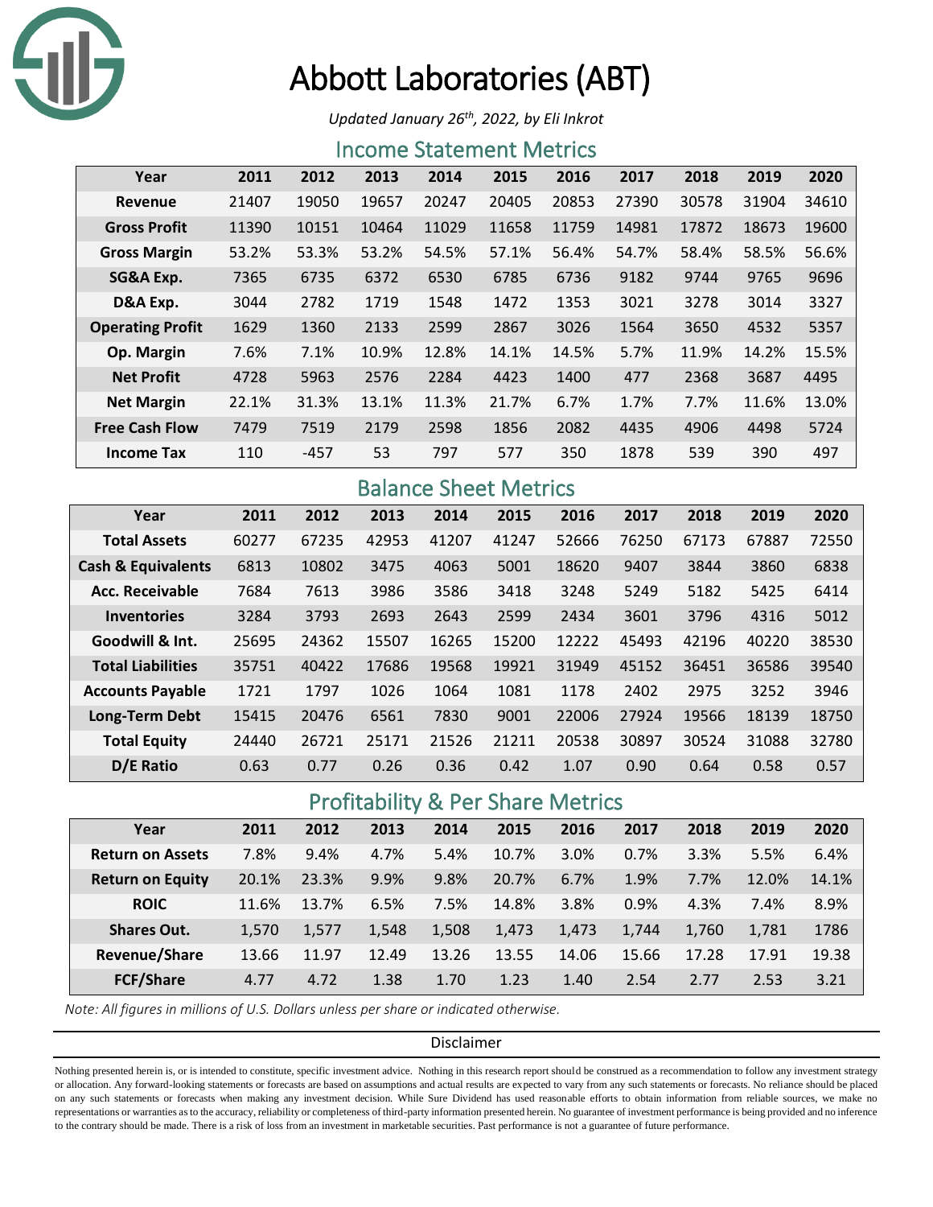# Abbott Laboratories (ABT)

*Updated January 26th, 2022, by Eli Inkrot*

## Income Statement Metrics

| Year | 2011 | 2012 | 2013 | 2014 | 2015 | 2016 | 2017 | 2018 | 2019 | 2020 |
|---|---|---|---|---|---|---|---|---|---|---|
| **Revenue** | 21407 | 19050 | 19657 | 20247 | 20405 | 20853 | 27390 | 30578 | 31904 | 34610 |
| **Gross Profit** | 11390 | 10151 | 10464 | 11029 | 11658 | 11759 | 14981 | 17872 | 18673 | 19600 |
| **Gross Margin** | 53.2% | 53.3% | 53.2% | 54.5% | 57.1% | 56.4% | 54.7% | 58.4% | 58.5% | 56.6% |
| **SG&A Exp.** | 7365 | 6735 | 6372 | 6530 | 6785 | 6736 | 9182 | 9744 | 9765 | 9696 |
| **D&A Exp.** | 3044 | 2782 | 1719 | 1548 | 1472 | 1353 | 3021 | 3278 | 3014 | 3327 |
| **Operating Profit** | 1629 | 1360 | 2133 | 2599 | 2867 | 3026 | 1564 | 3650 | 4532 | 5357 |
| **Op. Margin** | 7.6% | 7.1% | 10.9% | 12.8% | 14.1% | 14.5% | 5.7% | 11.9% | 14.2% | 15.5% |
| **Net Profit** | 4728 | 5963 | 2576 | 2284 | 4423 | 1400 | 477 | 2368 | 3687 | 4495 |
| **Net Margin** | 22.1% | 31.3% | 13.1% | 11.3% | 21.7% | 6.7% | 1.7% | 7.7% | 11.6% | 13.0% |
| **Free Cash Flow** | 7479 | 7519 | 2179 | 2598 | 1856 | 2082 | 4435 | 4906 | 4498 | 5724 |
| **Income Tax** | 110 | -457 | 53 | 797 | 577 | 350 | 1878 | 539 | 390 | 497 |

## Balance Sheet Metrics

| Year | 2011 | 2012 | 2013 | 2014 | 2015 | 2016 | 2017 | 2018 | 2019 | 2020 |
|---|---|---|---|---|---|---|---|---|---|---|
| **Total Assets** | 60277 | 67235 | 42953 | 41207 | 41247 | 52666 | 76250 | 67173 | 67887 | 72550 |
| **Cash & Equivalents** | 6813 | 10802 | 3475 | 4063 | 5001 | 18620 | 9407 | 3844 | 3860 | 6838 |
| **Acc. Receivable** | 7684 | 7613 | 3986 | 3586 | 3418 | 3248 | 5249 | 5182 | 5425 | 6414 |
| **Inventories** | 3284 | 3793 | 2693 | 2643 | 2599 | 2434 | 3601 | 3796 | 4316 | 5012 |
| **Goodwill & Int.** | 25695 | 24362 | 15507 | 16265 | 15200 | 12222 | 45493 | 42196 | 40220 | 38530 |
| **Total Liabilities** | 35751 | 40422 | 17686 | 19568 | 19921 | 31949 | 45152 | 36451 | 36586 | 39540 |
| **Accounts Payable** | 1721 | 1797 | 1026 | 1064 | 1081 | 1178 | 2402 | 2975 | 3252 | 3946 |
| **Long-Term Debt** | 15415 | 20476 | 6561 | 7830 | 9001 | 22006 | 27924 | 19566 | 18139 | 18750 |
| **Total Equity** | 24440 | 26721 | 25171 | 21526 | 21211 | 20538 | 30897 | 30524 | 31088 | 32780 |
| **D/E Ratio** | 0.63 | 0.77 | 0.26 | 0.36 | 0.42 | 1.07 | 0.90 | 0.64 | 0.58 | 0.57 |

## Profitability & Per Share Metrics

| Year | 2011 | 2012 | 2013 | 2014 | 2015 | 2016 | 2017 | 2018 | 2019 | 2020 |
|---|---|---|---|---|---|---|---|---|---|---|
| **Return on Assets** | 7.8% | 9.4% | 4.7% | 5.4% | 10.7% | 3.0% | 0.7% | 3.3% | 5.5% | 6.4% |
| **Return on Equity** | 20.1% | 23.3% | 9.9% | 9.8% | 20.7% | 6.7% | 1.9% | 7.7% | 12.0% | 14.1% |
| **ROIC** | 11.6% | 13.7% | 6.5% | 7.5% | 14.8% | 3.8% | 0.9% | 4.3% | 7.4% | 8.9% |
| **Shares Out.** | 1,570 | 1,577 | 1,548 | 1,508 | 1,473 | 1,473 | 1,744 | 1,760 | 1,781 | 1786 |
| **Revenue/Share** | 13.66 | 11.97 | 12.49 | 13.26 | 13.55 | 14.06 | 15.66 | 17.28 | 17.91 | 19.38 |
| **FCF/Share** | 4.77 | 4.72 | 1.38 | 1.70 | 1.23 | 1.40 | 2.54 | 2.77 | 2.53 | 3.21 |

*Note: All figures in millions of U.S. Dollars unless per share or indicated otherwise.*

Disclaimer

Nothing presented herein is, or is intended to constitute, specific investment advice. Nothing in this research report should be construed as a recommendation to follow any investment strategy or allocation. Any forward-looking statements or forecasts are based on assumptions and actual results are expected to vary from any such statements or forecasts. No reliance should be placed on any such statements or forecasts when making any investment decision. While Sure Dividend has used reasonable efforts to obtain information from reliable sources, we make no representations or warranties as to the accuracy, reliability or completeness of third-party information presented herein. No guarantee of investment performance is being provided and no inference to the contrary should be made. There is a risk of loss from an investment in marketable securities. Past performance is not a guarantee of future performance.